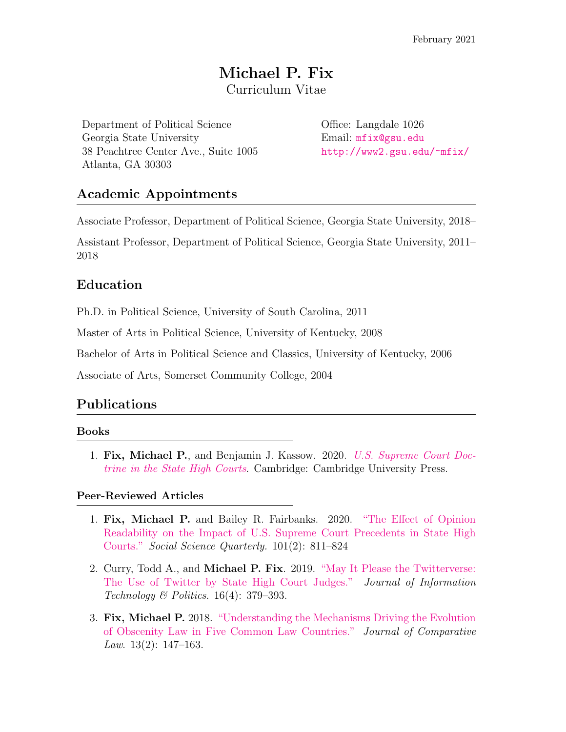February 2021

# Michael P. Fix

Curriculum Vitae

Department of Political Science
Georgia State University
38 Peachtree Center Ave., Suite 1005
Atlanta, GA 30303

Office: Langdale 1026
Email: mfix@gsu.edu
http://www2.gsu.edu/~mfix/

## Academic Appointments

Associate Professor, Department of Political Science, Georgia State University, 2018–

Assistant Professor, Department of Political Science, Georgia State University, 2011–2018

## Education

Ph.D. in Political Science, University of South Carolina, 2011

Master of Arts in Political Science, University of Kentucky, 2008

Bachelor of Arts in Political Science and Classics, University of Kentucky, 2006

Associate of Arts, Somerset Community College, 2004

## Publications

### Books

1. **Fix, Michael P.**, and Benjamin J. Kassow. 2020. *U.S. Supreme Court Doctrine in the State High Courts*. Cambridge: Cambridge University Press.

### Peer-Reviewed Articles

1. **Fix, Michael P.** and Bailey R. Fairbanks. 2020. "The Effect of Opinion Readability on the Impact of U.S. Supreme Court Precedents in State High Courts." *Social Science Quarterly*. 101(2): 811–824

2. Curry, Todd A., and **Michael P. Fix**. 2019. "May It Please the Twitterverse: The Use of Twitter by State High Court Judges." *Journal of Information Technology & Politics*. 16(4): 379–393.

3. **Fix, Michael P.** 2018. "Understanding the Mechanisms Driving the Evolution of Obscenity Law in Five Common Law Countries." *Journal of Comparative Law*. 13(2): 147–163.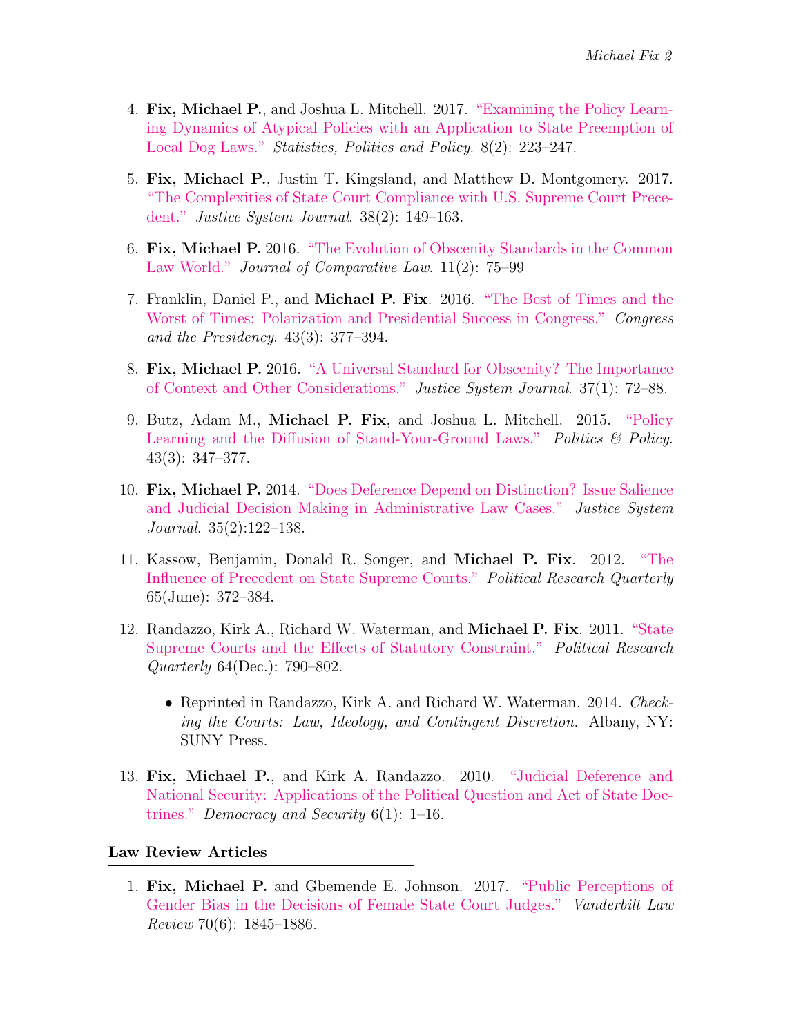4. **Fix, Michael P.**, and Joshua L. Mitchell. 2017. "Examining the Policy Learning Dynamics of Atypical Policies with an Application to State Preemption of Local Dog Laws." *Statistics, Politics and Policy*. 8(2): 223–247.

5. **Fix, Michael P.**, Justin T. Kingsland, and Matthew D. Montgomery. 2017. "The Complexities of State Court Compliance with U.S. Supreme Court Precedent." *Justice System Journal*. 38(2): 149–163.

6. **Fix, Michael P.** 2016. "The Evolution of Obscenity Standards in the Common Law World." *Journal of Comparative Law*. 11(2): 75–99

7. Franklin, Daniel P., and **Michael P. Fix**. 2016. "The Best of Times and the Worst of Times: Polarization and Presidential Success in Congress." *Congress and the Presidency*. 43(3): 377–394.

8. **Fix, Michael P.** 2016. "A Universal Standard for Obscenity? The Importance of Context and Other Considerations." *Justice System Journal*. 37(1): 72–88.

9. Butz, Adam M., **Michael P. Fix**, and Joshua L. Mitchell. 2015. "Policy Learning and the Diffusion of Stand-Your-Ground Laws." *Politics & Policy*. 43(3): 347–377.

10. **Fix, Michael P.** 2014. "Does Deference Depend on Distinction? Issue Salience and Judicial Decision Making in Administrative Law Cases." *Justice System Journal*. 35(2):122–138.

11. Kassow, Benjamin, Donald R. Songer, and **Michael P. Fix**. 2012. "The Influence of Precedent on State Supreme Courts." *Political Research Quarterly* 65(June): 372–384.

12. Randazzo, Kirk A., Richard W. Waterman, and **Michael P. Fix**. 2011. "State Supreme Courts and the Effects of Statutory Constraint." *Political Research Quarterly* 64(Dec.): 790–802.

    - Reprinted in Randazzo, Kirk A. and Richard W. Waterman. 2014. *Checking the Courts: Law, Ideology, and Contingent Discretion.* Albany, NY: SUNY Press.

13. **Fix, Michael P.**, and Kirk A. Randazzo. 2010. "Judicial Deference and National Security: Applications of the Political Question and Act of State Doctrines." *Democracy and Security* 6(1): 1–16.

### Law Review Articles

1. **Fix, Michael P.** and Gbemende E. Johnson. 2017. "Public Perceptions of Gender Bias in the Decisions of Female State Court Judges." *Vanderbilt Law Review* 70(6): 1845–1886.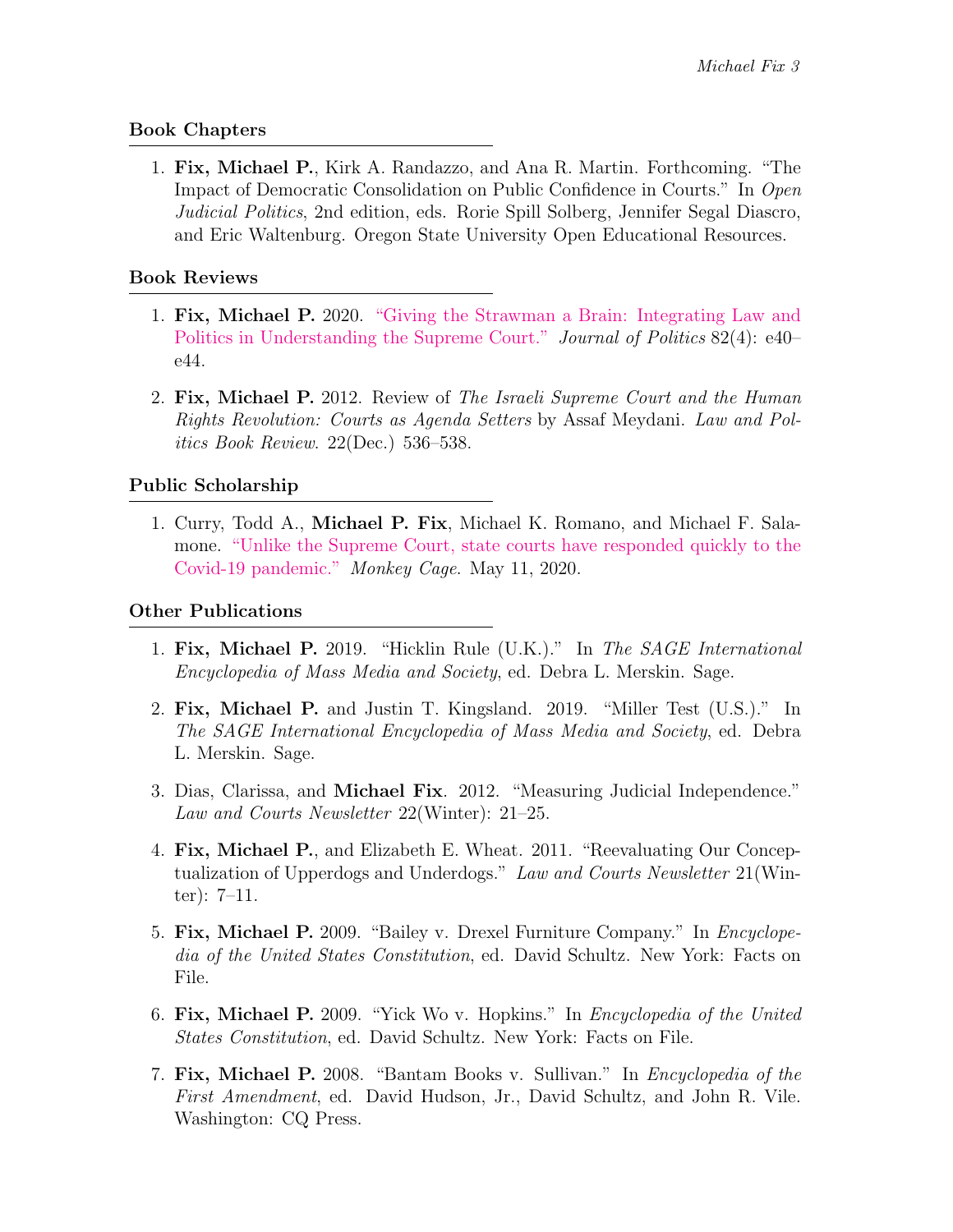## Book Chapters

1. **Fix, Michael P.**, Kirk A. Randazzo, and Ana R. Martin. Forthcoming. "The Impact of Democratic Consolidation on Public Confidence in Courts." In *Open Judicial Politics*, 2nd edition, eds. Rorie Spill Solberg, Jennifer Segal Diascro, and Eric Waltenburg. Oregon State University Open Educational Resources.

## Book Reviews

1. **Fix, Michael P.** 2020. "Giving the Strawman a Brain: Integrating Law and Politics in Understanding the Supreme Court." *Journal of Politics* 82(4): e40–e44.

2. **Fix, Michael P.** 2012. Review of *The Israeli Supreme Court and the Human Rights Revolution: Courts as Agenda Setters* by Assaf Meydani. *Law and Politics Book Review*. 22(Dec.) 536–538.

## Public Scholarship

1. Curry, Todd A., **Michael P. Fix**, Michael K. Romano, and Michael F. Salamone. "Unlike the Supreme Court, state courts have responded quickly to the Covid-19 pandemic." *Monkey Cage*. May 11, 2020.

## Other Publications

1. **Fix, Michael P.** 2019. "Hicklin Rule (U.K.)." In *The SAGE International Encyclopedia of Mass Media and Society*, ed. Debra L. Merskin. Sage.

2. **Fix, Michael P.** and Justin T. Kingsland. 2019. "Miller Test (U.S.)." In *The SAGE International Encyclopedia of Mass Media and Society*, ed. Debra L. Merskin. Sage.

3. Dias, Clarissa, and **Michael Fix**. 2012. "Measuring Judicial Independence." *Law and Courts Newsletter* 22(Winter): 21–25.

4. **Fix, Michael P.**, and Elizabeth E. Wheat. 2011. "Reevaluating Our Conceptualization of Upperdogs and Underdogs." *Law and Courts Newsletter* 21(Winter): 7–11.

5. **Fix, Michael P.** 2009. "Bailey v. Drexel Furniture Company." In *Encyclopedia of the United States Constitution*, ed. David Schultz. New York: Facts on File.

6. **Fix, Michael P.** 2009. "Yick Wo v. Hopkins." In *Encyclopedia of the United States Constitution*, ed. David Schultz. New York: Facts on File.

7. **Fix, Michael P.** 2008. "Bantam Books v. Sullivan." In *Encyclopedia of the First Amendment*, ed. David Hudson, Jr., David Schultz, and John R. Vile. Washington: CQ Press.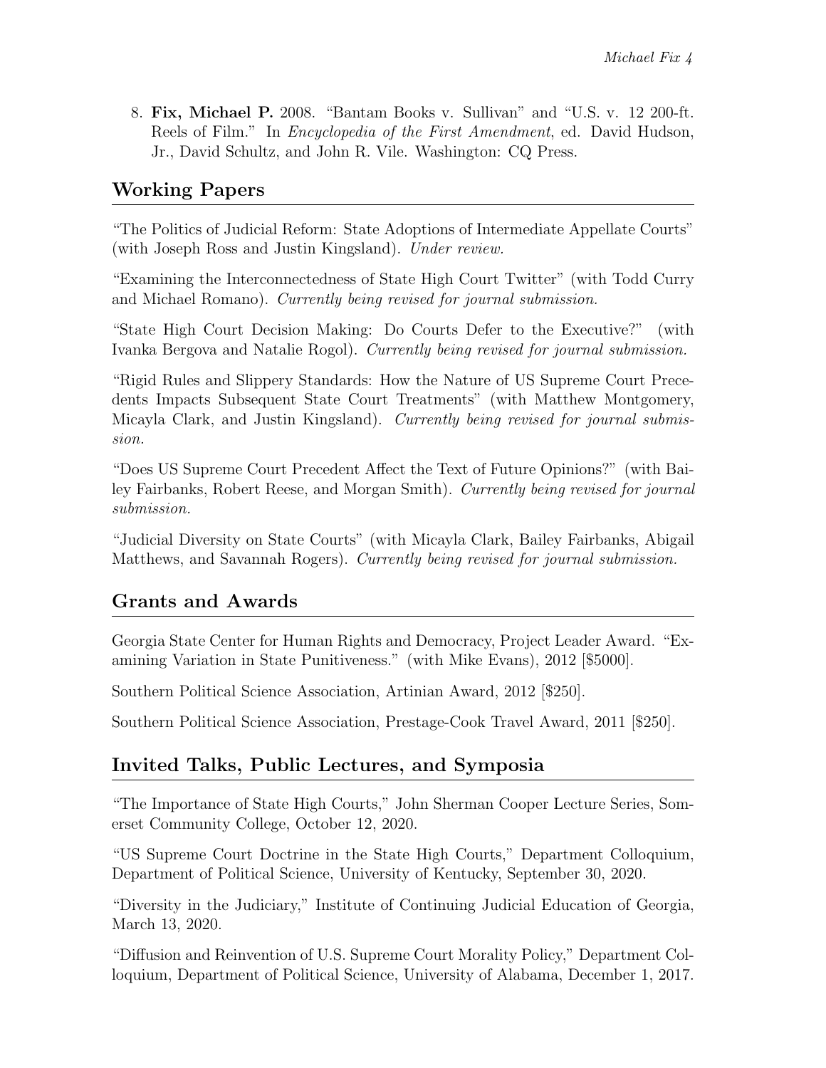8. **Fix, Michael P.** 2008. "Bantam Books v. Sullivan" and "U.S. v. 12 200-ft. Reels of Film." In *Encyclopedia of the First Amendment*, ed. David Hudson, Jr., David Schultz, and John R. Vile. Washington: CQ Press.

## Working Papers

"The Politics of Judicial Reform: State Adoptions of Intermediate Appellate Courts" (with Joseph Ross and Justin Kingsland). *Under review.*

"Examining the Interconnectedness of State High Court Twitter" (with Todd Curry and Michael Romano). *Currently being revised for journal submission.*

"State High Court Decision Making: Do Courts Defer to the Executive?" (with Ivanka Bergova and Natalie Rogol). *Currently being revised for journal submission.*

"Rigid Rules and Slippery Standards: How the Nature of US Supreme Court Precedents Impacts Subsequent State Court Treatments" (with Matthew Montgomery, Micayla Clark, and Justin Kingsland). *Currently being revised for journal submission.*

"Does US Supreme Court Precedent Affect the Text of Future Opinions?" (with Bailey Fairbanks, Robert Reese, and Morgan Smith). *Currently being revised for journal submission.*

"Judicial Diversity on State Courts" (with Micayla Clark, Bailey Fairbanks, Abigail Matthews, and Savannah Rogers). *Currently being revised for journal submission.*

## Grants and Awards

Georgia State Center for Human Rights and Democracy, Project Leader Award. "Examining Variation in State Punitiveness." (with Mike Evans), 2012 [$5000].

Southern Political Science Association, Artinian Award, 2012 [$250].

Southern Political Science Association, Prestage-Cook Travel Award, 2011 [$250].

## Invited Talks, Public Lectures, and Symposia

"The Importance of State High Courts," John Sherman Cooper Lecture Series, Somerset Community College, October 12, 2020.

"US Supreme Court Doctrine in the State High Courts," Department Colloquium, Department of Political Science, University of Kentucky, September 30, 2020.

"Diversity in the Judiciary," Institute of Continuing Judicial Education of Georgia, March 13, 2020.

"Diffusion and Reinvention of U.S. Supreme Court Morality Policy," Department Colloquium, Department of Political Science, University of Alabama, December 1, 2017.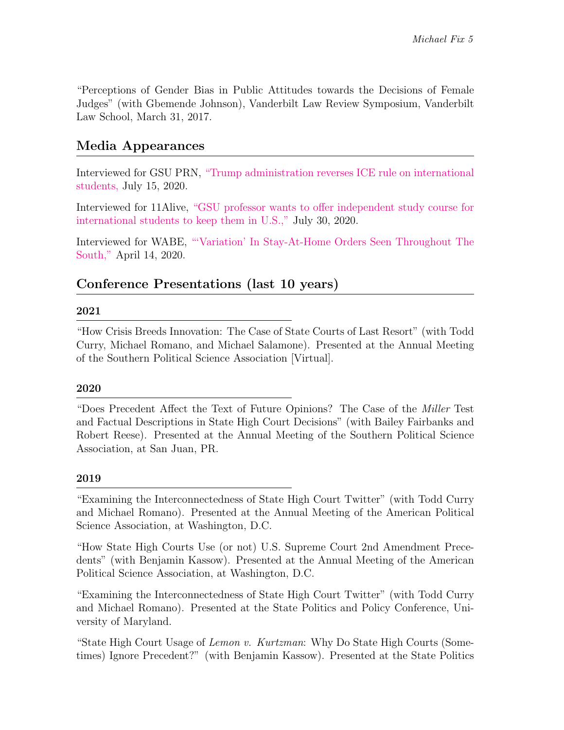"Perceptions of Gender Bias in Public Attitudes towards the Decisions of Female Judges" (with Gbemende Johnson), Vanderbilt Law Review Symposium, Vanderbilt Law School, March 31, 2017.

## Media Appearances

Interviewed for GSU PRN, "Trump administration reverses ICE rule on international students, July 15, 2020.

Interviewed for 11Alive, "GSU professor wants to offer independent study course for international students to keep them in U.S.," July 30, 2020.

Interviewed for WABE, "'Variation' In Stay-At-Home Orders Seen Throughout The South," April 14, 2020.

## Conference Presentations (last 10 years)

### 2021

"How Crisis Breeds Innovation: The Case of State Courts of Last Resort" (with Todd Curry, Michael Romano, and Michael Salamone). Presented at the Annual Meeting of the Southern Political Science Association [Virtual].

### 2020

"Does Precedent Affect the Text of Future Opinions? The Case of the *Miller* Test and Factual Descriptions in State High Court Decisions" (with Bailey Fairbanks and Robert Reese). Presented at the Annual Meeting of the Southern Political Science Association, at San Juan, PR.

### 2019

"Examining the Interconnectedness of State High Court Twitter" (with Todd Curry and Michael Romano). Presented at the Annual Meeting of the American Political Science Association, at Washington, D.C.

"How State High Courts Use (or not) U.S. Supreme Court 2nd Amendment Precedents" (with Benjamin Kassow). Presented at the Annual Meeting of the American Political Science Association, at Washington, D.C.

"Examining the Interconnectedness of State High Court Twitter" (with Todd Curry and Michael Romano). Presented at the State Politics and Policy Conference, University of Maryland.

"State High Court Usage of *Lemon v. Kurtzman*: Why Do State High Courts (Sometimes) Ignore Precedent?" (with Benjamin Kassow). Presented at the State Politics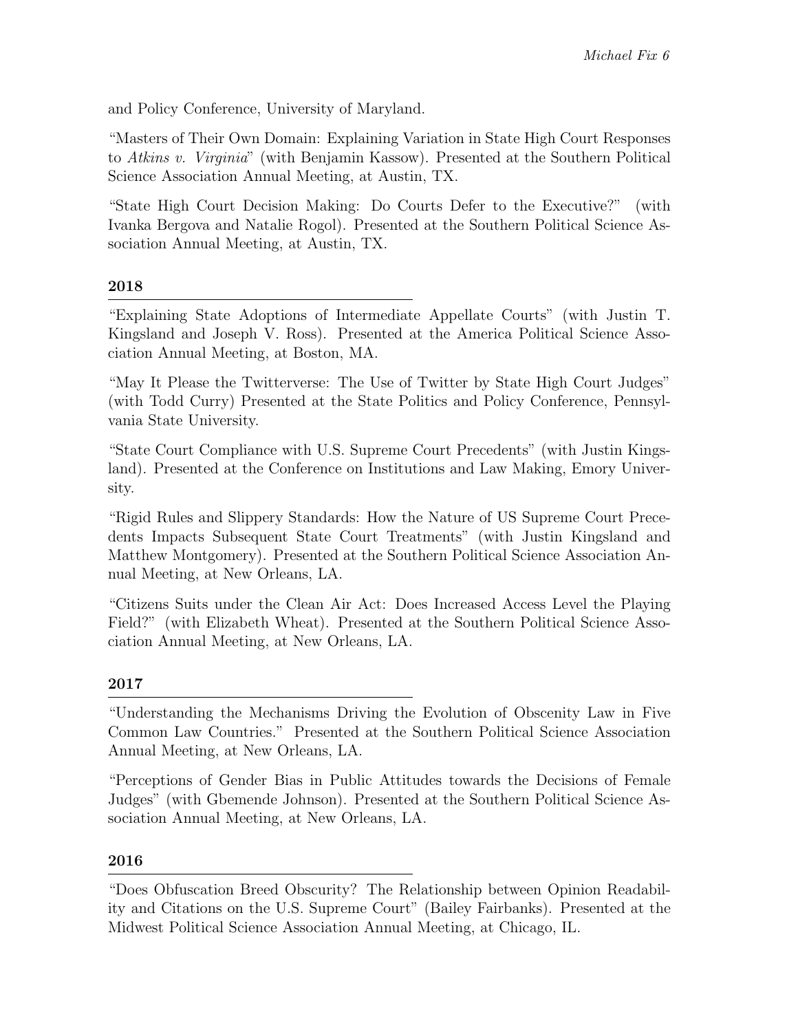and Policy Conference, University of Maryland.

"Masters of Their Own Domain: Explaining Variation in State High Court Responses to *Atkins v. Virginia*" (with Benjamin Kassow). Presented at the Southern Political Science Association Annual Meeting, at Austin, TX.

"State High Court Decision Making: Do Courts Defer to the Executive?" (with Ivanka Bergova and Natalie Rogol). Presented at the Southern Political Science Association Annual Meeting, at Austin, TX.

**2018**

"Explaining State Adoptions of Intermediate Appellate Courts" (with Justin T. Kingsland and Joseph V. Ross). Presented at the America Political Science Association Annual Meeting, at Boston, MA.

"May It Please the Twitterverse: The Use of Twitter by State High Court Judges" (with Todd Curry) Presented at the State Politics and Policy Conference, Pennsylvania State University.

"State Court Compliance with U.S. Supreme Court Precedents" (with Justin Kingsland). Presented at the Conference on Institutions and Law Making, Emory University.

"Rigid Rules and Slippery Standards: How the Nature of US Supreme Court Precedents Impacts Subsequent State Court Treatments" (with Justin Kingsland and Matthew Montgomery). Presented at the Southern Political Science Association Annual Meeting, at New Orleans, LA.

"Citizens Suits under the Clean Air Act: Does Increased Access Level the Playing Field?" (with Elizabeth Wheat). Presented at the Southern Political Science Association Annual Meeting, at New Orleans, LA.

**2017**

"Understanding the Mechanisms Driving the Evolution of Obscenity Law in Five Common Law Countries." Presented at the Southern Political Science Association Annual Meeting, at New Orleans, LA.

"Perceptions of Gender Bias in Public Attitudes towards the Decisions of Female Judges" (with Gbemende Johnson). Presented at the Southern Political Science Association Annual Meeting, at New Orleans, LA.

**2016**

"Does Obfuscation Breed Obscurity? The Relationship between Opinion Readability and Citations on the U.S. Supreme Court" (Bailey Fairbanks). Presented at the Midwest Political Science Association Annual Meeting, at Chicago, IL.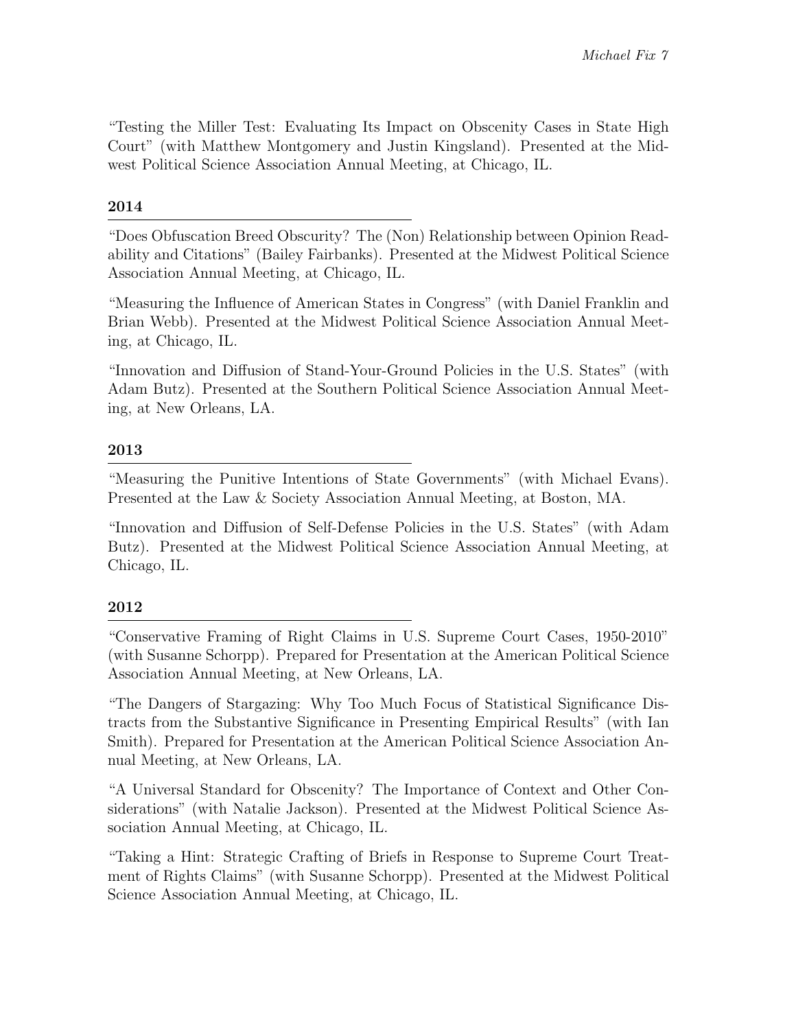"Testing the Miller Test: Evaluating Its Impact on Obscenity Cases in State High Court" (with Matthew Montgomery and Justin Kingsland). Presented at the Midwest Political Science Association Annual Meeting, at Chicago, IL.

### 2014

"Does Obfuscation Breed Obscurity? The (Non) Relationship between Opinion Readability and Citations" (Bailey Fairbanks). Presented at the Midwest Political Science Association Annual Meeting, at Chicago, IL.

"Measuring the Influence of American States in Congress" (with Daniel Franklin and Brian Webb). Presented at the Midwest Political Science Association Annual Meeting, at Chicago, IL.

"Innovation and Diffusion of Stand-Your-Ground Policies in the U.S. States" (with Adam Butz). Presented at the Southern Political Science Association Annual Meeting, at New Orleans, LA.

### 2013

"Measuring the Punitive Intentions of State Governments" (with Michael Evans). Presented at the Law & Society Association Annual Meeting, at Boston, MA.

"Innovation and Diffusion of Self-Defense Policies in the U.S. States" (with Adam Butz). Presented at the Midwest Political Science Association Annual Meeting, at Chicago, IL.

### 2012

"Conservative Framing of Right Claims in U.S. Supreme Court Cases, 1950-2010" (with Susanne Schorpp). Prepared for Presentation at the American Political Science Association Annual Meeting, at New Orleans, LA.

"The Dangers of Stargazing: Why Too Much Focus of Statistical Significance Distracts from the Substantive Significance in Presenting Empirical Results" (with Ian Smith). Prepared for Presentation at the American Political Science Association Annual Meeting, at New Orleans, LA.

"A Universal Standard for Obscenity? The Importance of Context and Other Considerations" (with Natalie Jackson). Presented at the Midwest Political Science Association Annual Meeting, at Chicago, IL.

"Taking a Hint: Strategic Crafting of Briefs in Response to Supreme Court Treatment of Rights Claims" (with Susanne Schorpp). Presented at the Midwest Political Science Association Annual Meeting, at Chicago, IL.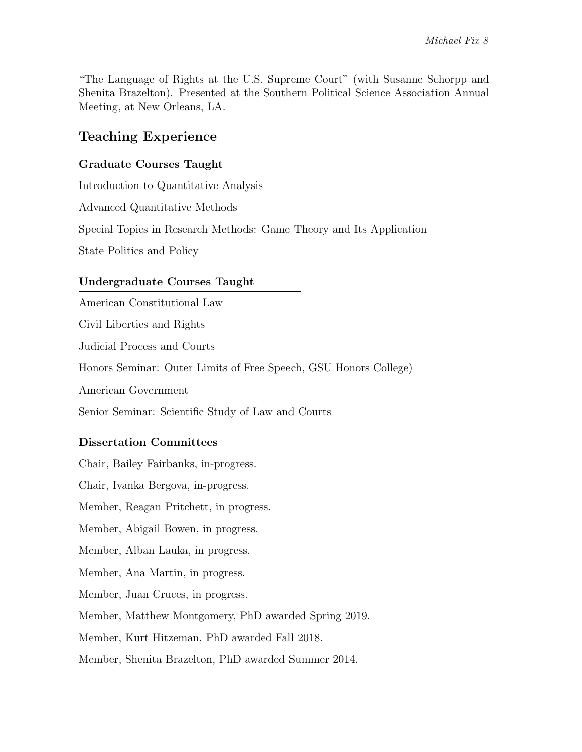"The Language of Rights at the U.S. Supreme Court" (with Susanne Schorpp and Shenita Brazelton). Presented at the Southern Political Science Association Annual Meeting, at New Orleans, LA.

## Teaching Experience

### Graduate Courses Taught

Introduction to Quantitative Analysis

Advanced Quantitative Methods

Special Topics in Research Methods: Game Theory and Its Application

State Politics and Policy

### Undergraduate Courses Taught

American Constitutional Law

Civil Liberties and Rights

Judicial Process and Courts

Honors Seminar: Outer Limits of Free Speech, GSU Honors College)

American Government

Senior Seminar: Scientific Study of Law and Courts

### Dissertation Committees

Chair, Bailey Fairbanks, in-progress.

Chair, Ivanka Bergova, in-progress.

Member, Reagan Pritchett, in progress.

Member, Abigail Bowen, in progress.

Member, Alban Lauka, in progress.

Member, Ana Martin, in progress.

Member, Juan Cruces, in progress.

Member, Matthew Montgomery, PhD awarded Spring 2019.

Member, Kurt Hitzeman, PhD awarded Fall 2018.

Member, Shenita Brazelton, PhD awarded Summer 2014.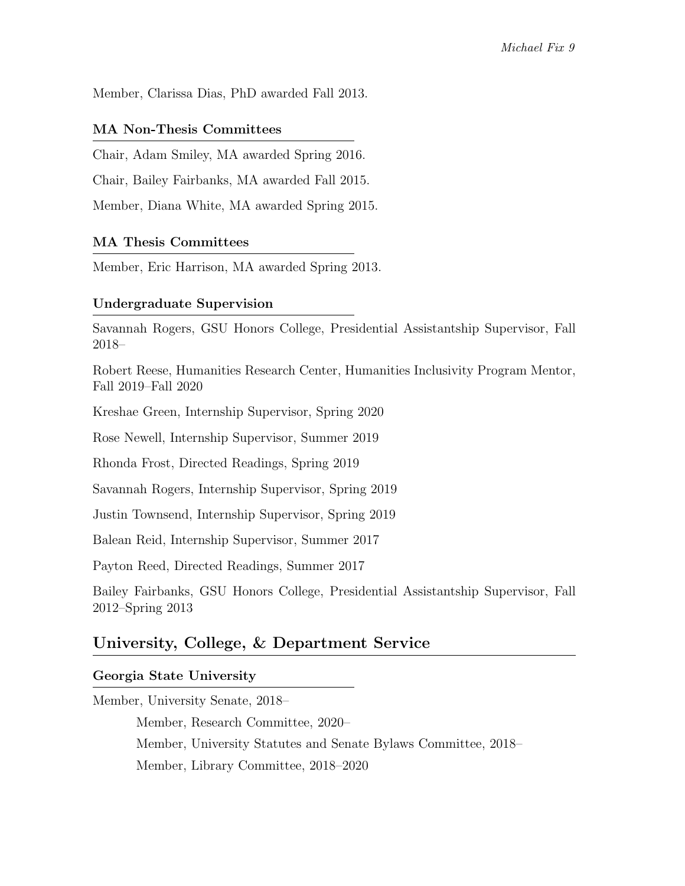Member, Clarissa Dias, PhD awarded Fall 2013.

### MA Non-Thesis Committees

Chair, Adam Smiley, MA awarded Spring 2016.

Chair, Bailey Fairbanks, MA awarded Fall 2015.

Member, Diana White, MA awarded Spring 2015.

### MA Thesis Committees

Member, Eric Harrison, MA awarded Spring 2013.

### Undergraduate Supervision

Savannah Rogers, GSU Honors College, Presidential Assistantship Supervisor, Fall 2018–

Robert Reese, Humanities Research Center, Humanities Inclusivity Program Mentor, Fall 2019–Fall 2020

Kreshae Green, Internship Supervisor, Spring 2020

Rose Newell, Internship Supervisor, Summer 2019

Rhonda Frost, Directed Readings, Spring 2019

Savannah Rogers, Internship Supervisor, Spring 2019

Justin Townsend, Internship Supervisor, Spring 2019

Balean Reid, Internship Supervisor, Summer 2017

Payton Reed, Directed Readings, Summer 2017

Bailey Fairbanks, GSU Honors College, Presidential Assistantship Supervisor, Fall 2012–Spring 2013

## University, College, & Department Service

### Georgia State University

Member, University Senate, 2018–

- Member, Research Committee, 2020–
- Member, University Statutes and Senate Bylaws Committee, 2018–
- Member, Library Committee, 2018–2020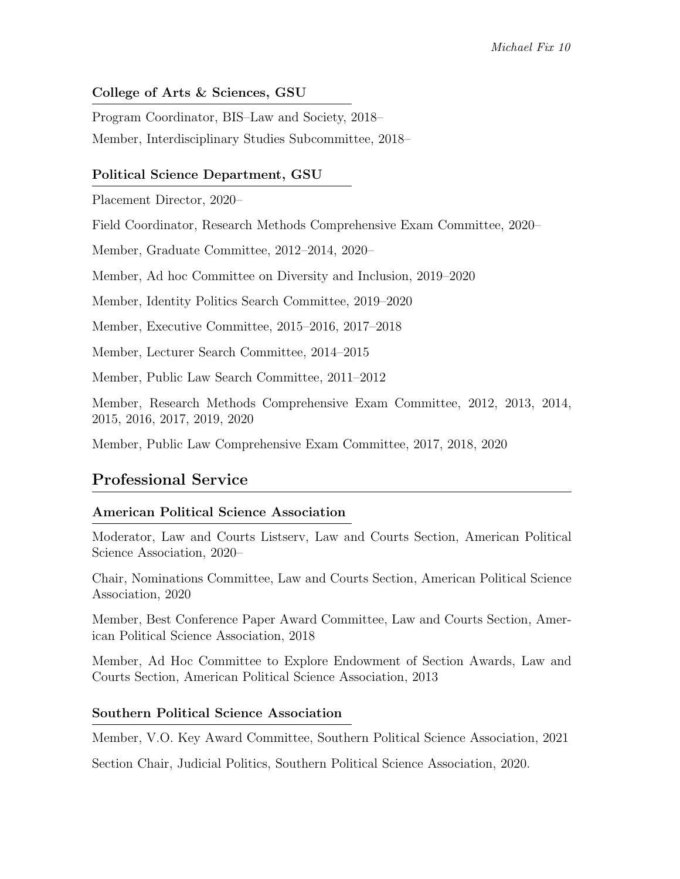### College of Arts & Sciences, GSU

Program Coordinator, BIS–Law and Society, 2018–

Member, Interdisciplinary Studies Subcommittee, 2018–

### Political Science Department, GSU

Placement Director, 2020–

Field Coordinator, Research Methods Comprehensive Exam Committee, 2020–

Member, Graduate Committee, 2012–2014, 2020–

Member, Ad hoc Committee on Diversity and Inclusion, 2019–2020

Member, Identity Politics Search Committee, 2019–2020

Member, Executive Committee, 2015–2016, 2017–2018

Member, Lecturer Search Committee, 2014–2015

Member, Public Law Search Committee, 2011–2012

Member, Research Methods Comprehensive Exam Committee, 2012, 2013, 2014, 2015, 2016, 2017, 2019, 2020

Member, Public Law Comprehensive Exam Committee, 2017, 2018, 2020

## Professional Service

### American Political Science Association

Moderator, Law and Courts Listserv, Law and Courts Section, American Political Science Association, 2020–

Chair, Nominations Committee, Law and Courts Section, American Political Science Association, 2020

Member, Best Conference Paper Award Committee, Law and Courts Section, American Political Science Association, 2018

Member, Ad Hoc Committee to Explore Endowment of Section Awards, Law and Courts Section, American Political Science Association, 2013

### Southern Political Science Association

Member, V.O. Key Award Committee, Southern Political Science Association, 2021

Section Chair, Judicial Politics, Southern Political Science Association, 2020.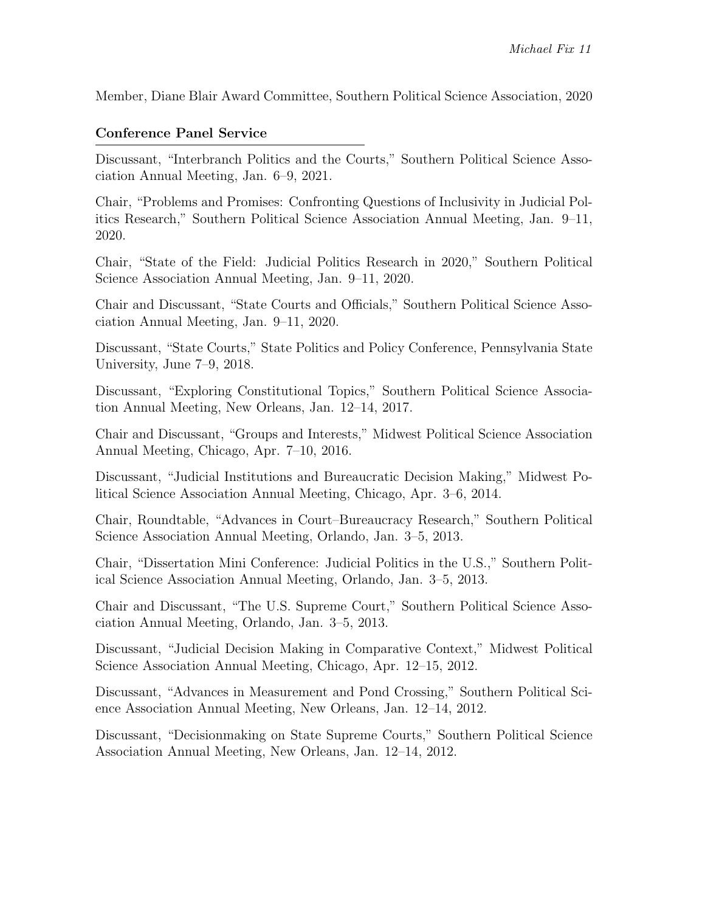Member, Diane Blair Award Committee, Southern Political Science Association, 2020

### Conference Panel Service

Discussant, "Interbranch Politics and the Courts," Southern Political Science Association Annual Meeting, Jan. 6–9, 2021.

Chair, "Problems and Promises: Confronting Questions of Inclusivity in Judicial Politics Research," Southern Political Science Association Annual Meeting, Jan. 9–11, 2020.

Chair, "State of the Field: Judicial Politics Research in 2020," Southern Political Science Association Annual Meeting, Jan. 9–11, 2020.

Chair and Discussant, "State Courts and Officials," Southern Political Science Association Annual Meeting, Jan. 9–11, 2020.

Discussant, "State Courts," State Politics and Policy Conference, Pennsylvania State University, June 7–9, 2018.

Discussant, "Exploring Constitutional Topics," Southern Political Science Association Annual Meeting, New Orleans, Jan. 12–14, 2017.

Chair and Discussant, "Groups and Interests," Midwest Political Science Association Annual Meeting, Chicago, Apr. 7–10, 2016.

Discussant, "Judicial Institutions and Bureaucratic Decision Making," Midwest Political Science Association Annual Meeting, Chicago, Apr. 3–6, 2014.

Chair, Roundtable, "Advances in Court–Bureaucracy Research," Southern Political Science Association Annual Meeting, Orlando, Jan. 3–5, 2013.

Chair, "Dissertation Mini Conference: Judicial Politics in the U.S.," Southern Political Science Association Annual Meeting, Orlando, Jan. 3–5, 2013.

Chair and Discussant, "The U.S. Supreme Court," Southern Political Science Association Annual Meeting, Orlando, Jan. 3–5, 2013.

Discussant, "Judicial Decision Making in Comparative Context," Midwest Political Science Association Annual Meeting, Chicago, Apr. 12–15, 2012.

Discussant, "Advances in Measurement and Pond Crossing," Southern Political Science Association Annual Meeting, New Orleans, Jan. 12–14, 2012.

Discussant, "Decisionmaking on State Supreme Courts," Southern Political Science Association Annual Meeting, New Orleans, Jan. 12–14, 2012.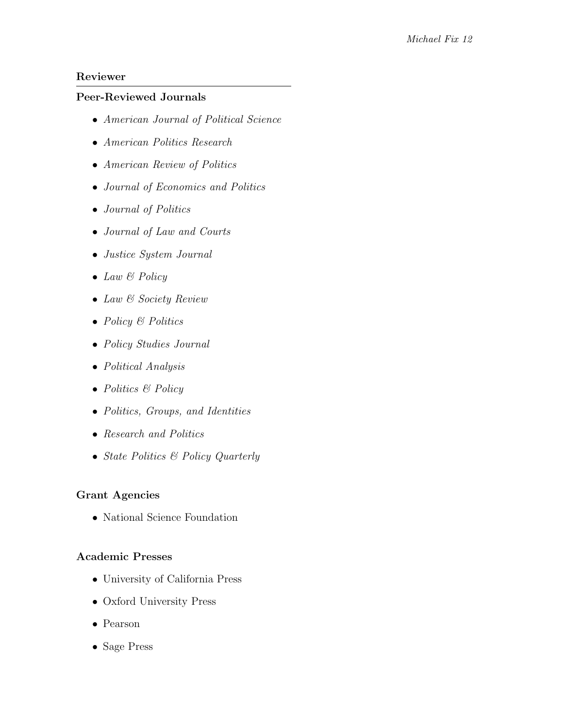## Reviewer

### Peer-Reviewed Journals

- *American Journal of Political Science*
- *American Politics Research*
- *American Review of Politics*
- *Journal of Economics and Politics*
- *Journal of Politics*
- *Journal of Law and Courts*
- *Justice System Journal*
- *Law & Policy*
- *Law & Society Review*
- *Policy & Politics*
- *Policy Studies Journal*
- *Political Analysis*
- *Politics & Policy*
- *Politics, Groups, and Identities*
- *Research and Politics*
- *State Politics & Policy Quarterly*

### Grant Agencies

- National Science Foundation

### Academic Presses

- University of California Press
- Oxford University Press
- Pearson
- Sage Press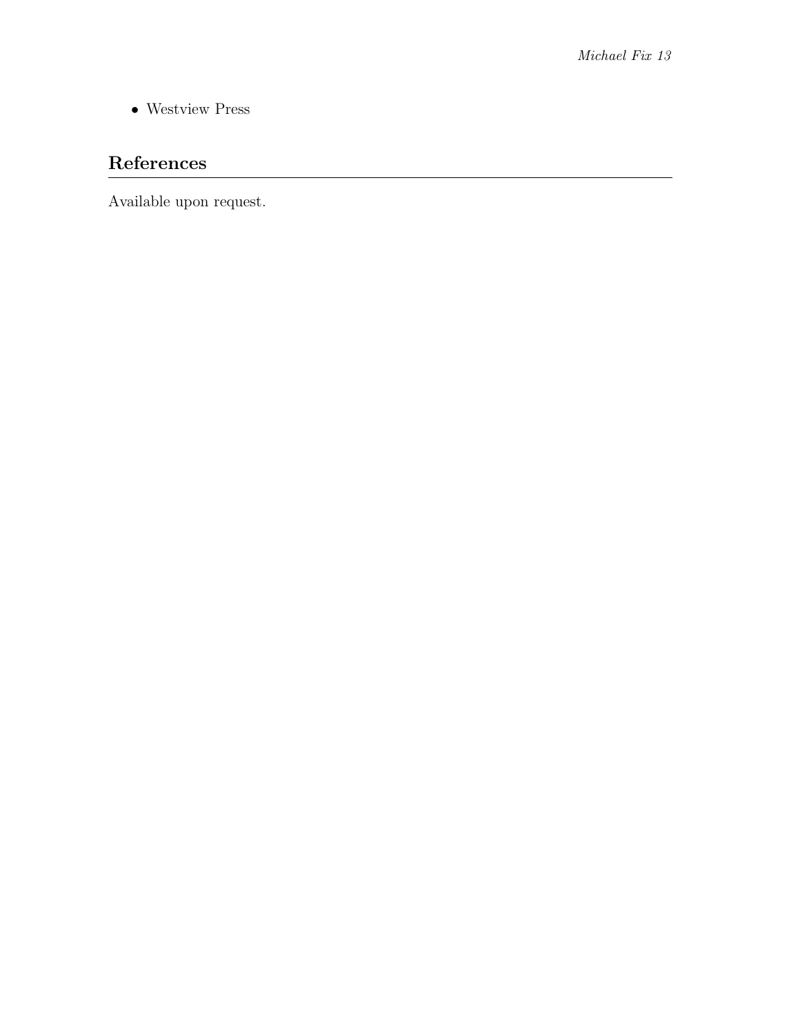- Westview Press

## References

Available upon request.